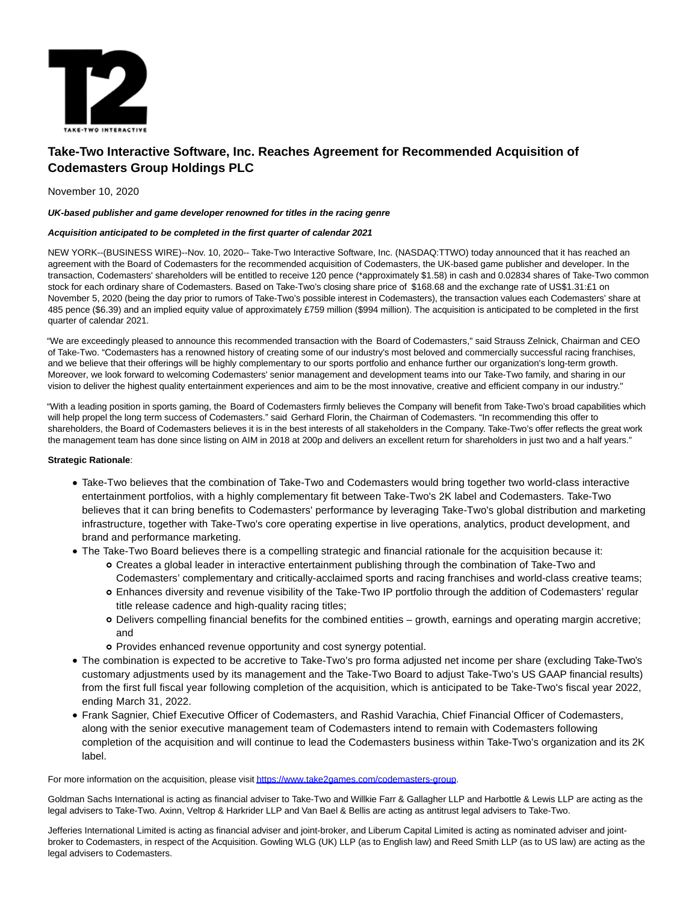# Take-Two Interactive Software, Inc. Reaches Agreement for Recommended Acquisition of Codemasters Group Holdings PLC

November 10, 2020

***UK-based publisher and game developer renowned for titles in the racing genre***

***Acquisition anticipated to be completed in the first quarter of calendar 2021***

NEW YORK--(BUSINESS WIRE)--Nov. 10, 2020-- Take-Two Interactive Software, Inc. (NASDAQ:TTWO) today announced that it has reached an agreement with the Board of Codemasters for the recommended acquisition of Codemasters, the UK-based game publisher and developer. In the transaction, Codemasters' shareholders will be entitled to receive 120 pence (*approximately $1.58) in cash and 0.02834 shares of Take-Two common stock for each ordinary share of Codemasters. Based on Take-Two's closing share price of $168.68 and the exchange rate of US$1.31:£1 on November 5, 2020 (being the day prior to rumors of Take-Two's possible interest in Codemasters), the transaction values each Codemasters' share at 485 pence ($6.39) and an implied equity value of approximately £759 million ($994 million). The acquisition is anticipated to be completed in the first quarter of calendar 2021.

"We are exceedingly pleased to announce this recommended transaction with the Board of Codemasters," said Strauss Zelnick, Chairman and CEO of Take-Two. "Codemasters has a renowned history of creating some of our industry's most beloved and commercially successful racing franchises, and we believe that their offerings will be highly complementary to our sports portfolio and enhance further our organization's long-term growth. Moreover, we look forward to welcoming Codemasters' senior management and development teams into our Take-Two family, and sharing in our vision to deliver the highest quality entertainment experiences and aim to be the most innovative, creative and efficient company in our industry."

"With a leading position in sports gaming, the Board of Codemasters firmly believes the Company will benefit from Take-Two's broad capabilities which will help propel the long term success of Codemasters." said Gerhard Florin, the Chairman of Codemasters. "In recommending this offer to shareholders, the Board of Codemasters believes it is in the best interests of all stakeholders in the Company. Take-Two's offer reflects the great work the management team has done since listing on AIM in 2018 at 200p and delivers an excellent return for shareholders in just two and a half years."

**Strategic Rationale**:

- Take-Two believes that the combination of Take-Two and Codemasters would bring together two world-class interactive entertainment portfolios, with a highly complementary fit between Take-Two's 2K label and Codemasters. Take-Two believes that it can bring benefits to Codemasters' performance by leveraging Take-Two's global distribution and marketing infrastructure, together with Take-Two's core operating expertise in live operations, analytics, product development, and brand and performance marketing.
- The Take-Two Board believes there is a compelling strategic and financial rationale for the acquisition because it:
  - Creates a global leader in interactive entertainment publishing through the combination of Take-Two and Codemasters' complementary and critically-acclaimed sports and racing franchises and world-class creative teams;
  - Enhances diversity and revenue visibility of the Take-Two IP portfolio through the addition of Codemasters' regular title release cadence and high-quality racing titles;
  - Delivers compelling financial benefits for the combined entities – growth, earnings and operating margin accretive; and
  - Provides enhanced revenue opportunity and cost synergy potential.
- The combination is expected to be accretive to Take-Two's pro forma adjusted net income per share (excluding Take-Two's customary adjustments used by its management and the Take-Two Board to adjust Take-Two's US GAAP financial results) from the first full fiscal year following completion of the acquisition, which is anticipated to be Take-Two's fiscal year 2022, ending March 31, 2022.
- Frank Sagnier, Chief Executive Officer of Codemasters, and Rashid Varachia, Chief Financial Officer of Codemasters, along with the senior executive management team of Codemasters intend to remain with Codemasters following completion of the acquisition and will continue to lead the Codemasters business within Take-Two's organization and its 2K label.

For more information on the acquisition, please visit https://www.take2games.com/codemasters-group.

Goldman Sachs International is acting as financial adviser to Take-Two and Willkie Farr & Gallagher LLP and Harbottle & Lewis LLP are acting as the legal advisers to Take-Two. Axinn, Veltrop & Harkrider LLP and Van Bael & Bellis are acting as antitrust legal advisers to Take-Two.

Jefferies International Limited is acting as financial adviser and joint-broker, and Liberum Capital Limited is acting as nominated adviser and joint-broker to Codemasters, in respect of the Acquisition. Gowling WLG (UK) LLP (as to English law) and Reed Smith LLP (as to US law) are acting as the legal advisers to Codemasters.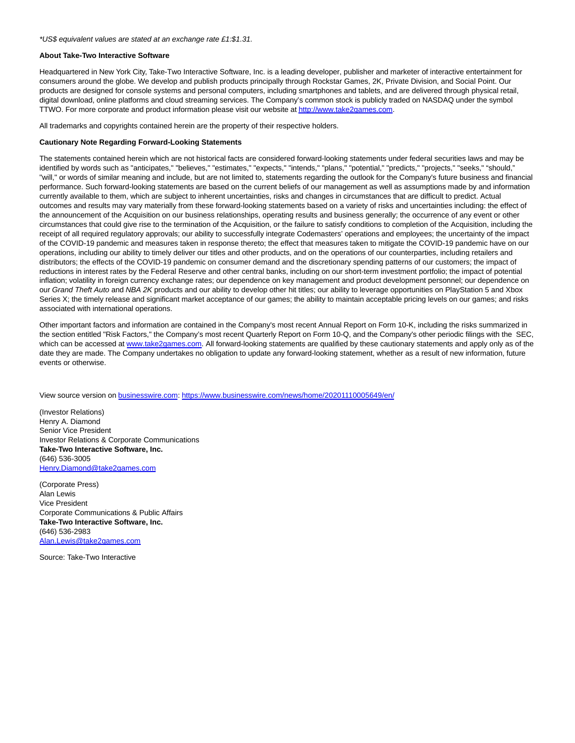*\*US$ equivalent values are stated at an exchange rate £1:$1.31.*

**About Take-Two Interactive Software**

Headquartered in New York City, Take-Two Interactive Software, Inc. is a leading developer, publisher and marketer of interactive entertainment for consumers around the globe. We develop and publish products principally through Rockstar Games, 2K, Private Division, and Social Point. Our products are designed for console systems and personal computers, including smartphones and tablets, and are delivered through physical retail, digital download, online platforms and cloud streaming services. The Company's common stock is publicly traded on NASDAQ under the symbol TTWO. For more corporate and product information please visit our website at [http://www.take2games.com](http://www.take2games.com).

All trademarks and copyrights contained herein are the property of their respective holders.

**Cautionary Note Regarding Forward-Looking Statements**

The statements contained herein which are not historical facts are considered forward-looking statements under federal securities laws and may be identified by words such as "anticipates," "believes," "estimates," "expects," "intends," "plans," "potential," "predicts," "projects," "seeks," "should," "will," or words of similar meaning and include, but are not limited to, statements regarding the outlook for the Company's future business and financial performance. Such forward-looking statements are based on the current beliefs of our management as well as assumptions made by and information currently available to them, which are subject to inherent uncertainties, risks and changes in circumstances that are difficult to predict. Actual outcomes and results may vary materially from these forward-looking statements based on a variety of risks and uncertainties including: the effect of the announcement of the Acquisition on our business relationships, operating results and business generally; the occurrence of any event or other circumstances that could give rise to the termination of the Acquisition, or the failure to satisfy conditions to completion of the Acquisition, including the receipt of all required regulatory approvals; our ability to successfully integrate Codemasters' operations and employees; the uncertainty of the impact of the COVID-19 pandemic and measures taken in response thereto; the effect that measures taken to mitigate the COVID-19 pandemic have on our operations, including our ability to timely deliver our titles and other products, and on the operations of our counterparties, including retailers and distributors; the effects of the COVID-19 pandemic on consumer demand and the discretionary spending patterns of our customers; the impact of reductions in interest rates by the Federal Reserve and other central banks, including on our short-term investment portfolio; the impact of potential inflation; volatility in foreign currency exchange rates; our dependence on key management and product development personnel; our dependence on our *Grand Theft Auto* and *NBA 2K* products and our ability to develop other hit titles; our ability to leverage opportunities on PlayStation 5 and Xbox Series X; the timely release and significant market acceptance of our games; the ability to maintain acceptable pricing levels on our games; and risks associated with international operations.

Other important factors and information are contained in the Company's most recent Annual Report on Form 10-K, including the risks summarized in the section entitled "Risk Factors," the Company's most recent Quarterly Report on Form 10-Q, and the Company's other periodic filings with the SEC, which can be accessed at [www.take2games.com](http://www.take2games.com). All forward-looking statements are qualified by these cautionary statements and apply only as of the date they are made. The Company undertakes no obligation to update any forward-looking statement, whether as a result of new information, future events or otherwise.

View source version on [businesswire.com](https://www.businesswire.com): [https://www.businesswire.com/news/home/20201110005649/en/](https://www.businesswire.com/news/home/20201110005649/en/)

(Investor Relations)
Henry A. Diamond
Senior Vice President
Investor Relations & Corporate Communications
**Take-Two Interactive Software, Inc.**
(646) 536-3005
[Henry.Diamond@take2games.com](mailto:Henry.Diamond@take2games.com)

(Corporate Press)
Alan Lewis
Vice President
Corporate Communications & Public Affairs
**Take-Two Interactive Software, Inc.**
(646) 536-2983
[Alan.Lewis@take2games.com](mailto:Alan.Lewis@take2games.com)

Source: Take-Two Interactive